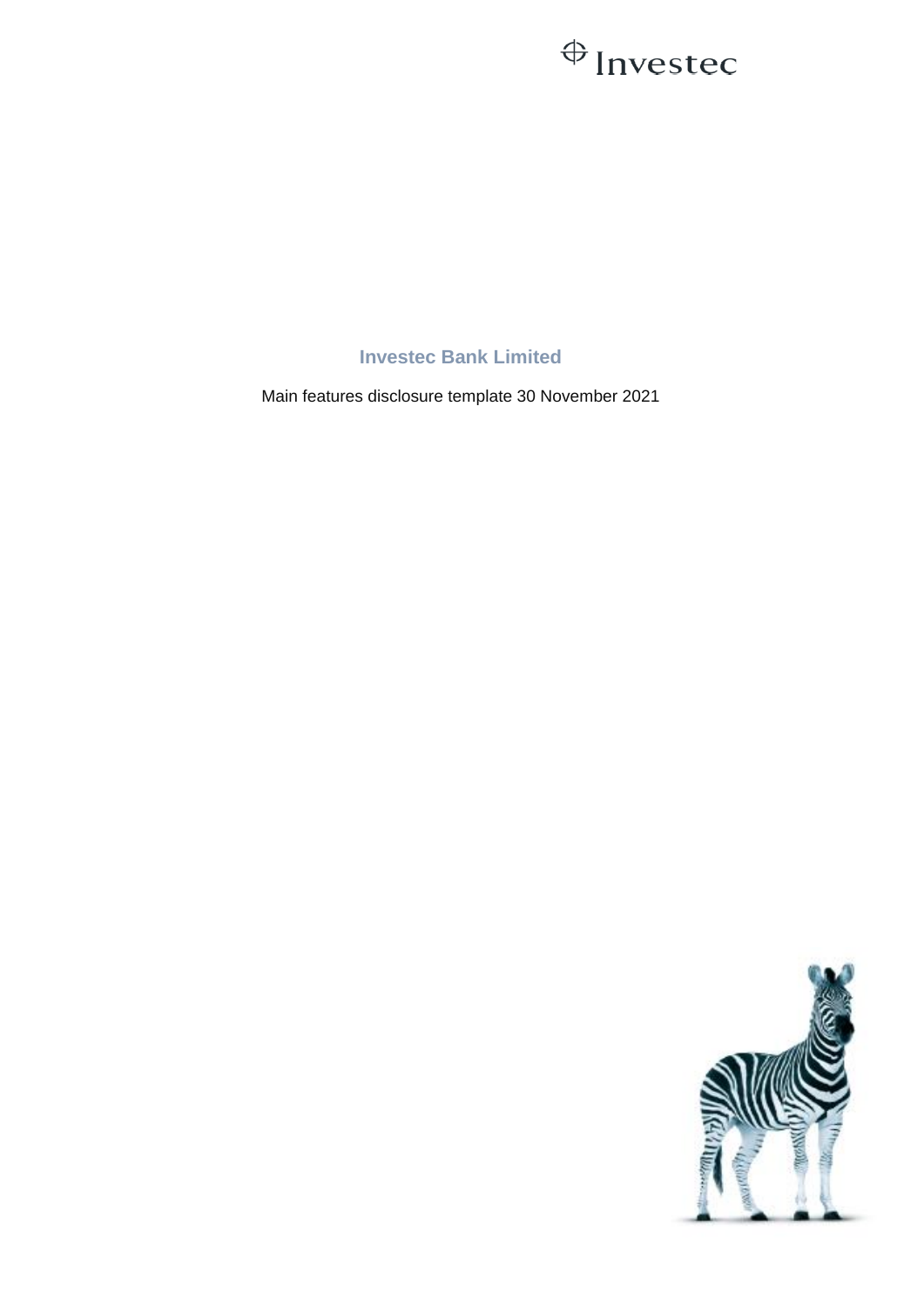# Investec Bank Limited

Main features disclosure template 30 November 2021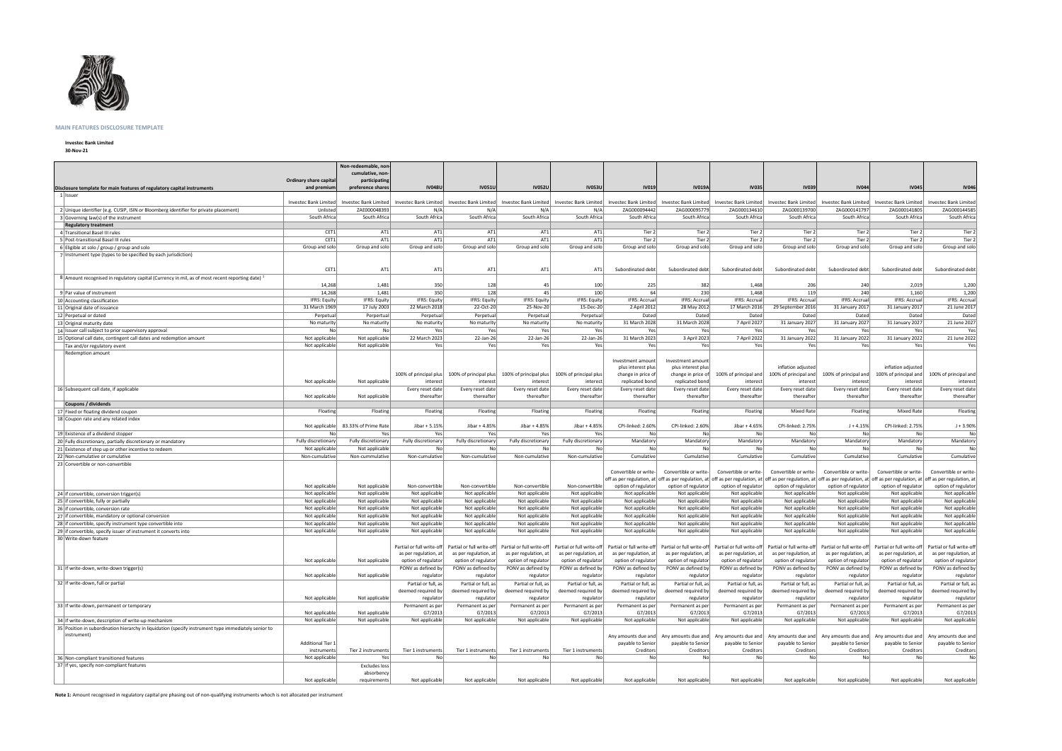**MAIN FEATURES DISCLOSURE TEMPLATE**

**Investec Bank Limited**

**30-Nov-21**

| Disclosure template for main features of regulatory capital instruments | Ordinary share capital and premium | Non-redeemable, non-cumulative, non-participating preference shares | IV048U | IV051U | IV052U | IV053U | IV019 | IV019A | IV035 | IV039 | IV044 | IV045 | IV046 |
|---|---|---|---|---|---|---|---|---|---|---|---|---|---|
| 1 Issuer | Investec Bank Limited | Investec Bank Limited | Investec Bank Limited | Investec Bank Limited | Investec Bank Limited | Investec Bank Limited | Investec Bank Limited | Investec Bank Limited | Investec Bank Limited | Investec Bank Limited | Investec Bank Limited | Investec Bank Limited | Investec Bank Limited |
| 2 Unique identifier (e.g. CUSIP, ISIN or Bloomberg identifier for private placement) | Unlisted | ZAE000048393 | N/A | N/A | N/A | N/A | ZAG000094442 | ZAG000095779 | ZAG000134610 | ZAG000139700 | ZAG000141797 | ZAG000141805 | ZAG000144585 |
| 3 Governing law(s) of the instrument | South Africa | South Africa | South Africa | South Africa | South Africa | South Africa | South Africa | South Africa | South Africa | South Africa | South Africa | South Africa | South Africa |
| **Regulatory treatment** | | | | | | | | | | | | | |
| 4 Transitional Basel III rules | CET1 | AT1 | AT1 | AT1 | AT1 | AT1 | Tier 2 | Tier 2 | Tier 2 | Tier 2 | Tier 2 | Tier 2 | Tier 2 |
| 5 Post-transitional Basel III rules | CET1 | AT1 | AT1 | AT1 | AT1 | AT1 | Tier 2 | Tier 2 | Tier 2 | Tier 2 | Tier 2 | Tier 2 | Tier 2 |
| 6 Eligible at solo / group / group and solo | Group and solo | Group and solo | Group and solo | Group and solo | Group and solo | Group and solo | Group and solo | Group and solo | Group and solo | Group and solo | Group and solo | Group and solo | Group and solo |
| 7 Instrument type (types to be specified by each jurisdiction) | CET1 | AT1 | AT1 | AT1 | AT1 | AT1 | Subordinated debt | Subordinated debt | Subordinated debt | Subordinated debt | Subordinated debt | Subordinated debt | Subordinated debt |
| 8 Amount recognised in regulatory capital (Currency in mil, as of most recent reporting date) [1] | 14,268 | 1,481 | 350 | 128 | 45 | 100 | 225 | 382 | 1,468 | 206 | 240 | 2,019 | 1,200 |
| 9 Par value of instrument | 14,268 | 1,481 | 350 | 128 | 45 | 100 | 64 | 230 | 1,468 | 119 | 240 | 1,160 | 1,200 |
| 10 Accounting classification | IFRS: Equity | IFRS: Equity | IFRS: Equity | IFRS: Equity | IFRS: Equity | IFRS: Equity | IFRS: Accrual | IFRS: Accrual | IFRS: Accrual | IFRS: Accrual | IFRS: Accrual | IFRS: Accrual | IFRS: Accrual |
| 11 Original date of issuance | 31 March 1969 | 17 July 2003 | 22 March 2018 | 22-Oct-20 | 25-Nov-20 | 15-Dec-20 | 2 April 2012 | 28 May 2012 | 17 March 2016 | 29 September 2016 | 31 January 2017 | 31 January 2017 | 21 June 2017 |
| 12 Perpetual or dated | Perpetual | Perpertual | Perpetual | Perpetual | Perpetual | Perpetual | Dated | Dated | Dated | Dated | Dated | Dated | Dated |
| 13 Original maturity date | No maturity | No maturity | No maturity | No maturity | No maturity | No maturity | 31 March 2028 | 31 March 2028 | 7 April 2027 | 31 January 2027 | 31 January 2027 | 31 January 2027 | 21 June 2027 |
| 14 Issuer call subject to prior supervisory approval | No | No | Yes | Yes | Yes | Yes | Yes | Yes | Yes | Yes | Yes | Yes | Yes |
| 15 Optional call date, contingent call dates and redemption amount | Not applicable | Not applicable | 22 March 2023 | 22-Jan-26 | 22-Jan-26 | 22-Jan-26 | 31 March 2023 | 3 April 2023 | 7 April 2022 | 31 January 2022 | 31 January 2022 | 31 January 2022 | 21 June 2022 |
| Tax and/or regulatory event | Not applicable | Not applicable | Yes | Yes | Yes | Yes | Yes | Yes | Yes | Yes | Yes | Yes | Yes |
| Redemption amount | Not applicable | Not applicable | 100% of principal plus interest | 100% of principal plus interest | 100% of principal plus interest | 100% of principal plus interest | Investment amount plus interest plus change in price of replicated bond | Investment amount plus interest plus change in price of replicated bond | 100% of principal and interest | inflation adjusted 100% of principal and interest | 100% of principal and interest | inflation adjusted 100% of principal and interest | 100% of principal and interest |
| 16 Subsequent call date, if applicable | Not applicable | Not applicable | Every reset date thereafter | Every reset date thereafter | Every reset date thereafter | Every reset date thereafter | Every reset date thereafter | Every reset date thereafter | Every reset date thereafter | Every reset date thereafter | Every reset date thereafter | Every reset date thereafter | Every reset date thereafter |
| **Coupons / dividends** | | | | | | | | | | | | | |
| 17 Fixed or floating dividend coupon | Floating | Floating | Floating | Floating | Floating | Floating | Floating | Floating | Floating | Mixed Rate | Floating | Mixed Rate | Floating |
| 18 Coupon rate and any related index | Not applicable | 83.33% of Prime Rate | Jibar + 5.15% | Jibar + 4.85% | Jibar + 4.85% | Jibar + 4.85% | CPI-linked: 2.60% | CPI-linked: 2.60% | Jibar + 4.65% | CPI-linked: 2.75% | J + 4.15% | CPI-linked: 2.75% | J + 3.90% |
| 19 Existence of a dividend stopper | No | Yes | Yes | Yes | Yes | Yes | No | No | No | No | No | No | No |
| 20 Fully discretionary, partially discretionary or mandatory | Fully discretionary | Fully discretionary | Fully discretionary | Fully discretionary | Fully discretionary | Fully discretionary | Mandatory | Mandatory | Mandatory | Mandatory | Mandatory | Mandatory | Mandatory |
| 21 Existence of step up or other incentive to redeem | Not applicable | Not applicable | No | No | No | No | No | No | No | No | No | No | No |
| 22 Non-cumulative or cumulative | Non-cumulative | Non-cummulative | Non-cumulative | Non-cumulative | Non-cumulative | Non-cumulative | Cumulative | Cumulative | Cumulative | Cumulative | Cumulative | Cumulative | Cumulative |
| 23 Convertible or non-convertible | Not applicable | Not applicable | Non-convertible | Non-convertible | Non-convertible | Non-convertible | Convertible or write-off as per regulation, at option of regulator | Convertible or write-off as per regulation, at option of regulator | Convertible or write-off as per regulation, at option of regulator | Convertible or write-off as per regulation, at option of regulator | Convertible or write-off as per regulation, at option of regulator | Convertible or write-off as per regulation, at option of regulator | Convertible or write-off as per regulation, at option of regulator |
| 24 If convertible, conversion trigger(s) | Not applicable | Not applicable | Not applicable | Not applicable | Not applicable | Not applicable | Not applicable | Not applicable | Not applicable | Not applicable | Not applicable | Not applicable | Not applicable |
| 25 If convertible, fully or partially | Not applicable | Not applicable | Not applicable | Not applicable | Not applicable | Not applicable | Not applicable | Not applicable | Not applicable | Not applicable | Not applicable | Not applicable | Not applicable |
| 26 If convertible, conversion rate | Not applicable | Not applicable | Not applicable | Not applicable | Not applicable | Not applicable | Not applicable | Not applicable | Not applicable | Not applicable | Not applicable | Not applicable | Not applicable |
| 27 If convertible, mandatory or optional conversion | Not applicable | Not applicable | Not applicable | Not applicable | Not applicable | Not applicable | Not applicable | Not applicable | Not applicable | Not applicable | Not applicable | Not applicable | Not applicable |
| 28 If convertible, specify instrument type convertible into | Not applicable | Not applicable | Not applicable | Not applicable | Not applicable | Not applicable | Not applicable | Not applicable | Not applicable | Not applicable | Not applicable | Not applicable | Not applicable |
| 29 If convertible, specify issuer of instrument it converts into | Not applicable | Not applicable | Not applicable | Not applicable | Not applicable | Not applicable | Not applicable | Not applicable | Not applicable | Not applicable | Not applicable | Not applicable | Not applicable |
| 30 Write-down feature | Not applicable | Not applicable | Partial or full write-off as per regulation, at option of regulator | Partial or full write-off as per regulation, at option of regulator | Partial or full write-off as per regulation, at option of regulator | Partial or full write-off as per regulation, at option of regulator | Partial or full write-off as per regulation, at option of regulator | Partial or full write-off as per regulation, at option of regulator | Partial or full write-off as per regulation, at option of regulator | Partial or full write-off as per regulation, at option of regulator | Partial or full write-off as per regulation, at option of regulator | Partial or full write-off as per regulation, at option of regulator | Partial or full write-off as per regulation, at option of regulator |
| 31 If write-down, write-down trigger(s) | Not applicable | Not applicable | PONV as defined by regulator | PONV as defined by regulator | PONV as defined by regulator | PONV as defined by regulator | PONV as defined by regulator | PONV as defined by regulator | PONV as defined by regulator | PONV as defined by regulator | PONV as defined by regulator | PONV as defined by regulator | PONV as defined by regulator |
| 32 If write-down, full or partial | Not applicable | Not applicable | Partial or full, as deemed required by regulator | Partial or full, as deemed required by regulator | Partial or full, as deemed required by regulator | Partial or full, as deemed required by regulator | Partial or full, as deemed required by regulator | Partial or full, as deemed required by regulator | Partial or full, as deemed required by regulator | Partial or full, as deemed required by regulator | Partial or full, as deemed required by regulator | Partial or full, as deemed required by regulator | Partial or full, as deemed required by regulator |
| 33 If write-down, permanent or temporary | Not applicable | Not applicable | Permanent as per G7/2013 | Permanent as per G7/2013 | Permanent as per G7/2013 | Permanent as per G7/2013 | Permanent as per G7/2013 | Permanent as per G7/2013 | Permanent as per G7/2013 | Permanent as per G7/2013 | Permanent as per G7/2013 | Permanent as per G7/2013 | Permanent as per G7/2013 |
| 34 If write-down, description of write-up mechanism | Not applicable | Not applicable | Not applicable | Not applicable | Not applicable | Not applicable | Not applicable | Not applicable | Not applicable | Not applicable | Not applicable | Not applicable | Not applicable |
| 35 Position in subordination hierarchy in liquidation (specify instrument type immediately senior to instrument) | Additional Tier 1 instruments | Tier 2 instruments | Tier 1 instruments | Tier 1 instruments | Tier 1 instruments | Tier 1 instruments | Any amounts due and payable to Senior Creditors | Any amounts due and payable to Senior Creditors | Any amounts due and payable to Senior Creditors | Any amounts due and payable to Senior Creditors | Any amounts due and payable to Senior Creditors | Any amounts due and payable to Senior Creditors | Any amounts due and payable to Senior Creditors |
| 36 Non-compliant transitioned features | Not applicable | Yes | No | No | No | No | No | No | No | No | No | No | No |
| 37 If yes, specify non-compliant features | Not applicable | Excludes loss absorbency requirements | Not applicable | Not applicable | Not applicable | Not applicable | Not applicable | Not applicable | Not applicable | Not applicable | Not applicable | Not applicable | Not applicable |

**Note 1:** Amount recognised in regulatory capital pre phasing out of non-qualifying instruments whoch is not allocated per instrument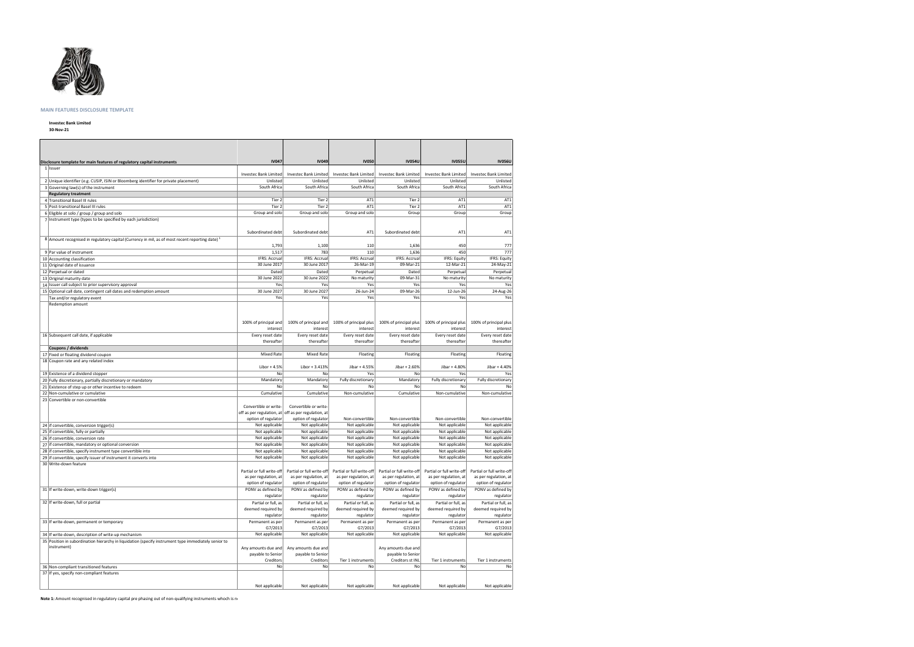**MAIN FEATURES DISCLOSURE TEMPLATE**

**Investec Bank Limited**
**30-Nov-21**

| | Disclosure template for main features of regulatory capital instruments | IV047 | IV049 | IV050 | IV054U | IV055U | IV056U |
|---|---|---|---|---|---|---|---|
| 1 | Issuer | Investec Bank Limited | Investec Bank Limited | Investec Bank Limited | Investec Bank Limited | Investec Bank Limited | Investec Bank Limited |
| 2 | Unique identifier (e.g. CUSIP, ISIN or Bloomberg identifier for private placement) | Unlisted | Unlisted | Unlisted | Unlisted | Unlisted | Unlisted |
| 3 | Governing law(s) of the instrument | South Africa | South Africa | South Africa | South Africa | South Africa | South Africa |
| | **Regulatory treatment** | | | | | | |
| 4 | Transitional Basel III rules | Tier 2 | Tier 2 | AT1 | Tier 2 | AT1 | AT1 |
| 5 | Post-transitional Basel III rules | Tier 2 | Tier 2 | AT1 | Tier 2 | AT1 | AT1 |
| 6 | Eligible at solo / group / group and solo | Group and solo | Group and solo | Group and solo | Group | Group | Group |
| 7 | Instrument type (types to be specified by each jurisdiction) | Subordinated debt | Subordinated debt | AT1 | Subordinated debt | AT1 | AT1 |
| 8 | Amount recognised in regulatory capital (Currency in mil, as of most recent reporting date) [1] | 1,793 | 1,100 | 110 | 1,636 | 450 | 777 |
| 9 | Par value of instrument | 1,517 | 783 | 110 | 1,636 | 450 | 777 |
| 10 | Accounting classification | IFRS: Accrual | IFRS: Accrual | IFRS: Accrual | IFRS: Accrual | IFRS: Equity | IFRS: Equity |
| 11 | Original date of issuance | 30 June 2017 | 30 June 2017 | 26-Mar-19 | 09-Mar-21 | 12-Mar-21 | 24-May-21 |
| 12 | Perpetual or dated | Dated | Dated | Perpetual | Dated | Perpetual | Perpetual |
| 13 | Original maturity date | 30 June 2022 | 30 June 2022 | No maturity | 09-Mar-31 | No maturity | No maturity |
| 14 | Issuer call subject to prior supervisory approval | Yes | Yes | Yes | Yes | Yes | Yes |
| 15 | Optional call date, contingent call dates and redemption amount | 30 June 2027 | 30 June 2027 | 26-Jun-24 | 09-Mar-26 | 12-Jun-26 | 24-Aug-26 |
| | Tax and/or regulatory event | Yes | Yes | Yes | Yes | Yes | Yes |
| | Redemption amount | 100% of principal and interest | 100% of principal and interest | 100% of principal plus interest | 100% of principal plus interest | 100% of principal plus interest | 100% of principal plus interest |
| 16 | Subsequent call date, if applicable | Every reset date thereafter | Every reset date thereafter | Every reset date thereafter | Every reset date thereafter | Every reset date thereafter | Every reset date thereafter |
| | **Coupons / dividends** | | | | | | |
| 17 | Fixed or floating dividend coupon | Mixed Rate | Mixed Rate | Floating | Floating | Floating | Floating |
| 18 | Coupon rate and any related index | Libor + 4.5% | Libor + 3.413% | Jibar + 4.55% | Jibar + 2.60% | Jibar + 4.80% | Jibar + 4.40% |
| 19 | Existence of a dividend stopper | No | No | Yes | No | Yes | Yes |
| 20 | Fully discretionary, partially discretionary or mandatory | Mandatory | Mandatory | Fully discretionary | Mandatory | Fully discretionary | Fully discretionary |
| 21 | Existence of step up or other incentive to redeem | No | No | No | No | No | No |
| 22 | Non-cumulative or cumulative | Cumulative | Cumulative | Non-cumulative | Cumulative | Non-cumulative | Non-cumulative |
| 23 | Convertible or non-convertible | Convertible or write-off as per regulation, at option of regulator | Convertible or write-off as per regulation, at option of regulator | Non-convertible | Non-convertible | Non-convertible | Non-convertible |
| 24 | If convertible, conversion trigger(s) | Not applicable | Not applicable | Not applicable | Not applicable | Not applicable | Not applicable |
| 25 | If convertible, fully or partially | Not applicable | Not applicable | Not applicable | Not applicable | Not applicable | Not applicable |
| 26 | If convertible, conversion rate | Not applicable | Not applicable | Not applicable | Not applicable | Not applicable | Not applicable |
| 27 | If convertible, mandatory or optional conversion | Not applicable | Not applicable | Not applicable | Not applicable | Not applicable | Not applicable |
| 28 | If convertible, specify instrument type convertible into | Not applicable | Not applicable | Not applicable | Not applicable | Not applicable | Not applicable |
| 29 | If convertible, specify issuer of instrument it converts into | Not applicable | Not applicable | Not applicable | Not applicable | Not applicable | Not applicable |
| 30 | Write-down feature | Partial or full write-off as per regulation, at option of regulator | Partial or full write-off as per regulation, at option of regulator | Partial or full write-off as per regulation, at option of regulator | Partial or full write-off as per regulation, at option of regulator | Partial or full write-off as per regulation, at option of regulator | Partial or full write-off as per regulation, at option of regulator |
| 31 | If write-down, write-down trigger(s) | PONV as defined by regulator | PONV as defined by regulator | PONV as defined by regulator | PONV as defined by regulator | PONV as defined by regulator | PONV as defined by regulator |
| 32 | If write-down, full or partial | Partial or full, as deemed required by regulator | Partial or full, as deemed required by regulator | Partial or full, as deemed required by regulator | Partial or full, as deemed required by regulator | Partial or full, as deemed required by regulator | Partial or full, as deemed required by regulator |
| 33 | If write-down, permanent or temporary | Permanent as per G7/2013 | Permanent as per G7/2013 | Permanent as per G7/2013 | Permanent as per G7/2013 | Permanent as per G7/2013 | Permanent as per G7/2013 |
| 34 | If write-down, description of write-up mechanism | Not applicable | Not applicable | Not applicable | Not applicable | Not applicable | Not applicable |
| 35 | Position in subordination hierarchy in liquidation (specify instrument type immediately senior to instrument) | Any amounts due and payable to Senior Creditors | Any amounts due and payable to Senior Creditors | Tier 1 instruments | Any amounts due and payable to Senior Creditors st INL | Tier 1 instruments | Tier 1 instruments |
| 36 | Non-compliant transitioned features | No | No | No | No | No | No |
| 37 | If yes, specify non-compliant features | Not applicable | Not applicable | Not applicable | Not applicable | Not applicable | Not applicable |

**Note 1:** Amount recognised in regulatory capital pre phasing out of non-qualifying instruments whoch is n